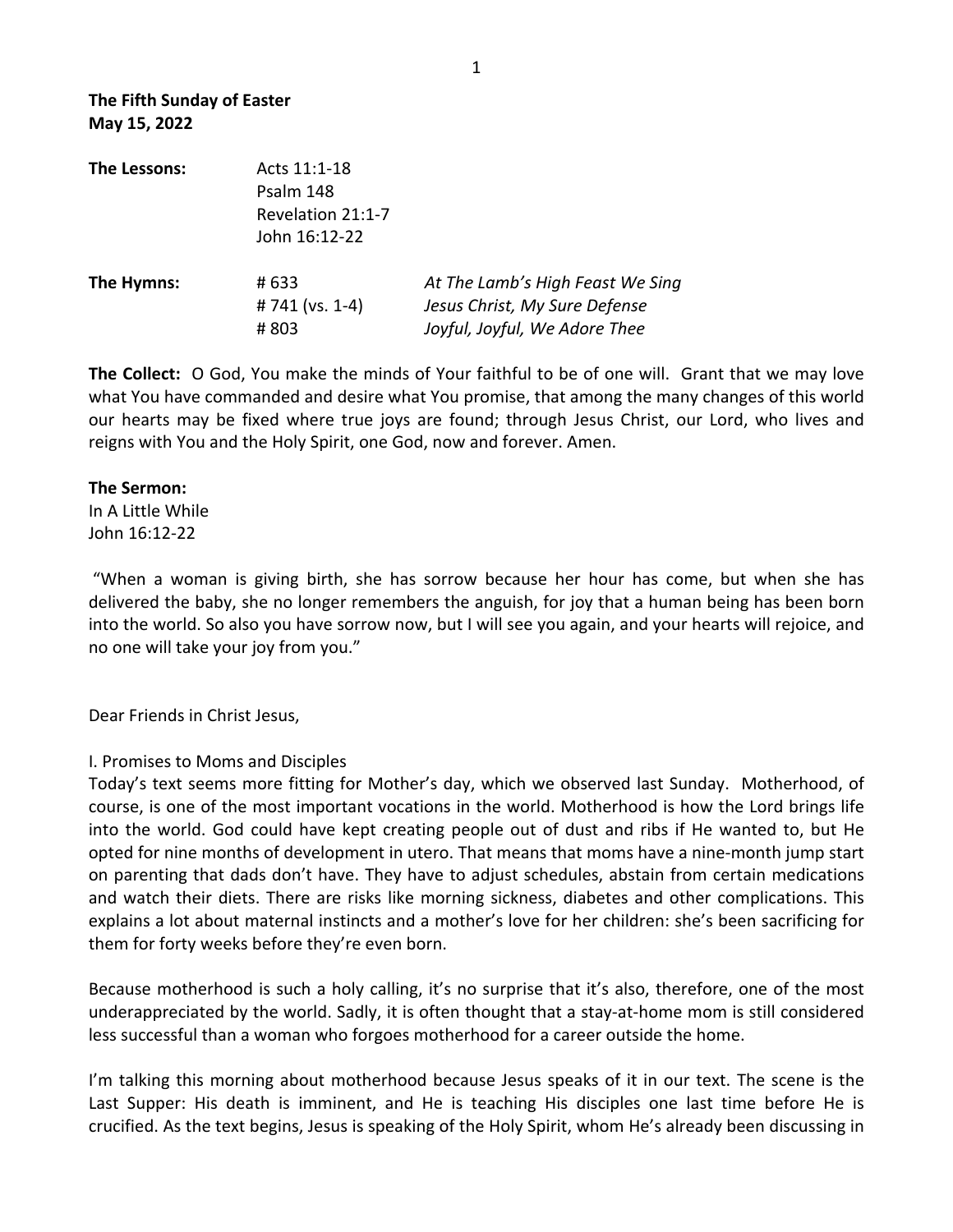**The Fifth Sunday of Easter**
**May 15, 2022**

| | | |
|---|---|---|
| **The Lessons:** | Acts 11:1-18 | |
| | Psalm 148 | |
| | Revelation 21:1-7 | |
| | John 16:12-22 | |
| **The Hymns:** | # 633 | *At The Lamb's High Feast We Sing* |
| | # 741 (vs. 1-4) | *Jesus Christ, My Sure Defense* |
| | # 803 | *Joyful, Joyful, We Adore Thee* |

**The Collect:** O God, You make the minds of Your faithful to be of one will. Grant that we may love what You have commanded and desire what You promise, that among the many changes of this world our hearts may be fixed where true joys are found; through Jesus Christ, our Lord, who lives and reigns with You and the Holy Spirit, one God, now and forever. Amen.

**The Sermon:**
In A Little While
John 16:12-22

"When a woman is giving birth, she has sorrow because her hour has come, but when she has delivered the baby, she no longer remembers the anguish, for joy that a human being has been born into the world. So also you have sorrow now, but I will see you again, and your hearts will rejoice, and no one will take your joy from you."

Dear Friends in Christ Jesus,

I. Promises to Moms and Disciples

Today's text seems more fitting for Mother's day, which we observed last Sunday. Motherhood, of course, is one of the most important vocations in the world. Motherhood is how the Lord brings life into the world. God could have kept creating people out of dust and ribs if He wanted to, but He opted for nine months of development in utero. That means that moms have a nine-month jump start on parenting that dads don't have. They have to adjust schedules, abstain from certain medications and watch their diets. There are risks like morning sickness, diabetes and other complications. This explains a lot about maternal instincts and a mother's love for her children: she's been sacrificing for them for forty weeks before they're even born.

Because motherhood is such a holy calling, it's no surprise that it's also, therefore, one of the most underappreciated by the world. Sadly, it is often thought that a stay-at-home mom is still considered less successful than a woman who forgoes motherhood for a career outside the home.

I'm talking this morning about motherhood because Jesus speaks of it in our text. The scene is the Last Supper: His death is imminent, and He is teaching His disciples one last time before He is crucified. As the text begins, Jesus is speaking of the Holy Spirit, whom He's already been discussing in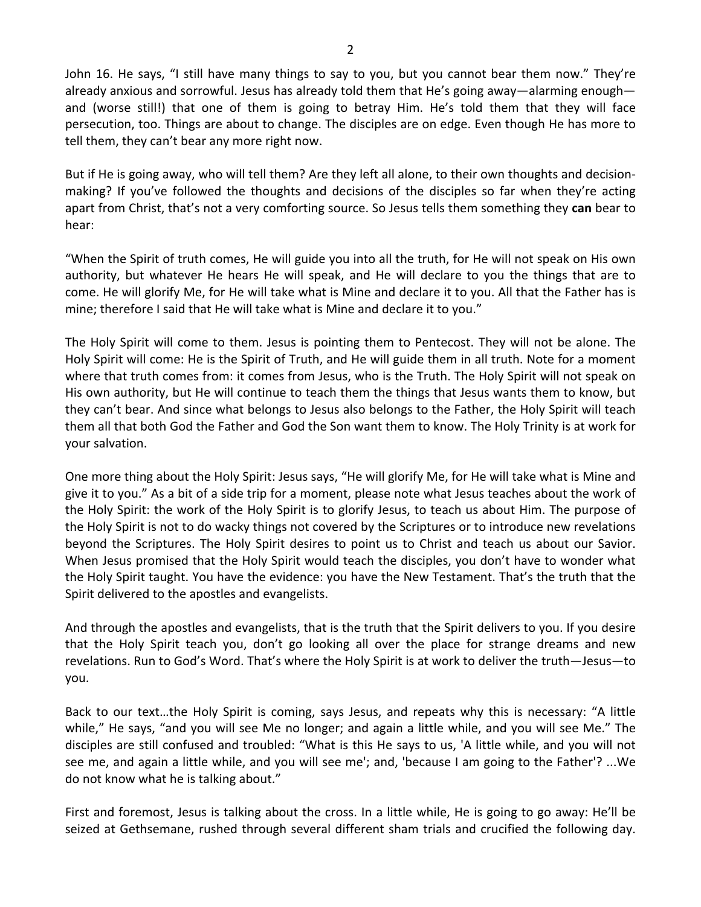John 16. He says, "I still have many things to say to you, but you cannot bear them now." They're already anxious and sorrowful. Jesus has already told them that He's going away—alarming enough—and (worse still!) that one of them is going to betray Him. He's told them that they will face persecution, too. Things are about to change. The disciples are on edge. Even though He has more to tell them, they can't bear any more right now.

But if He is going away, who will tell them? Are they left all alone, to their own thoughts and decision-making? If you've followed the thoughts and decisions of the disciples so far when they're acting apart from Christ, that's not a very comforting source. So Jesus tells them something they **can** bear to hear:

"When the Spirit of truth comes, He will guide you into all the truth, for He will not speak on His own authority, but whatever He hears He will speak, and He will declare to you the things that are to come. He will glorify Me, for He will take what is Mine and declare it to you. All that the Father has is mine; therefore I said that He will take what is Mine and declare it to you."

The Holy Spirit will come to them. Jesus is pointing them to Pentecost. They will not be alone. The Holy Spirit will come: He is the Spirit of Truth, and He will guide them in all truth. Note for a moment where that truth comes from: it comes from Jesus, who is the Truth. The Holy Spirit will not speak on His own authority, but He will continue to teach them the things that Jesus wants them to know, but they can't bear. And since what belongs to Jesus also belongs to the Father, the Holy Spirit will teach them all that both God the Father and God the Son want them to know. The Holy Trinity is at work for your salvation.

One more thing about the Holy Spirit: Jesus says, "He will glorify Me, for He will take what is Mine and give it to you." As a bit of a side trip for a moment, please note what Jesus teaches about the work of the Holy Spirit: the work of the Holy Spirit is to glorify Jesus, to teach us about Him. The purpose of the Holy Spirit is not to do wacky things not covered by the Scriptures or to introduce new revelations beyond the Scriptures. The Holy Spirit desires to point us to Christ and teach us about our Savior. When Jesus promised that the Holy Spirit would teach the disciples, you don't have to wonder what the Holy Spirit taught. You have the evidence: you have the New Testament. That's the truth that the Spirit delivered to the apostles and evangelists.

And through the apostles and evangelists, that is the truth that the Spirit delivers to you. If you desire that the Holy Spirit teach you, don't go looking all over the place for strange dreams and new revelations. Run to God's Word. That's where the Holy Spirit is at work to deliver the truth—Jesus—to you.

Back to our text…the Holy Spirit is coming, says Jesus, and repeats why this is necessary: "A little while," He says, "and you will see Me no longer; and again a little while, and you will see Me." The disciples are still confused and troubled: "What is this He says to us, 'A little while, and you will not see me, and again a little while, and you will see me'; and, 'because I am going to the Father'? ...We do not know what he is talking about."

First and foremost, Jesus is talking about the cross. In a little while, He is going to go away: He'll be seized at Gethsemane, rushed through several different sham trials and crucified the following day.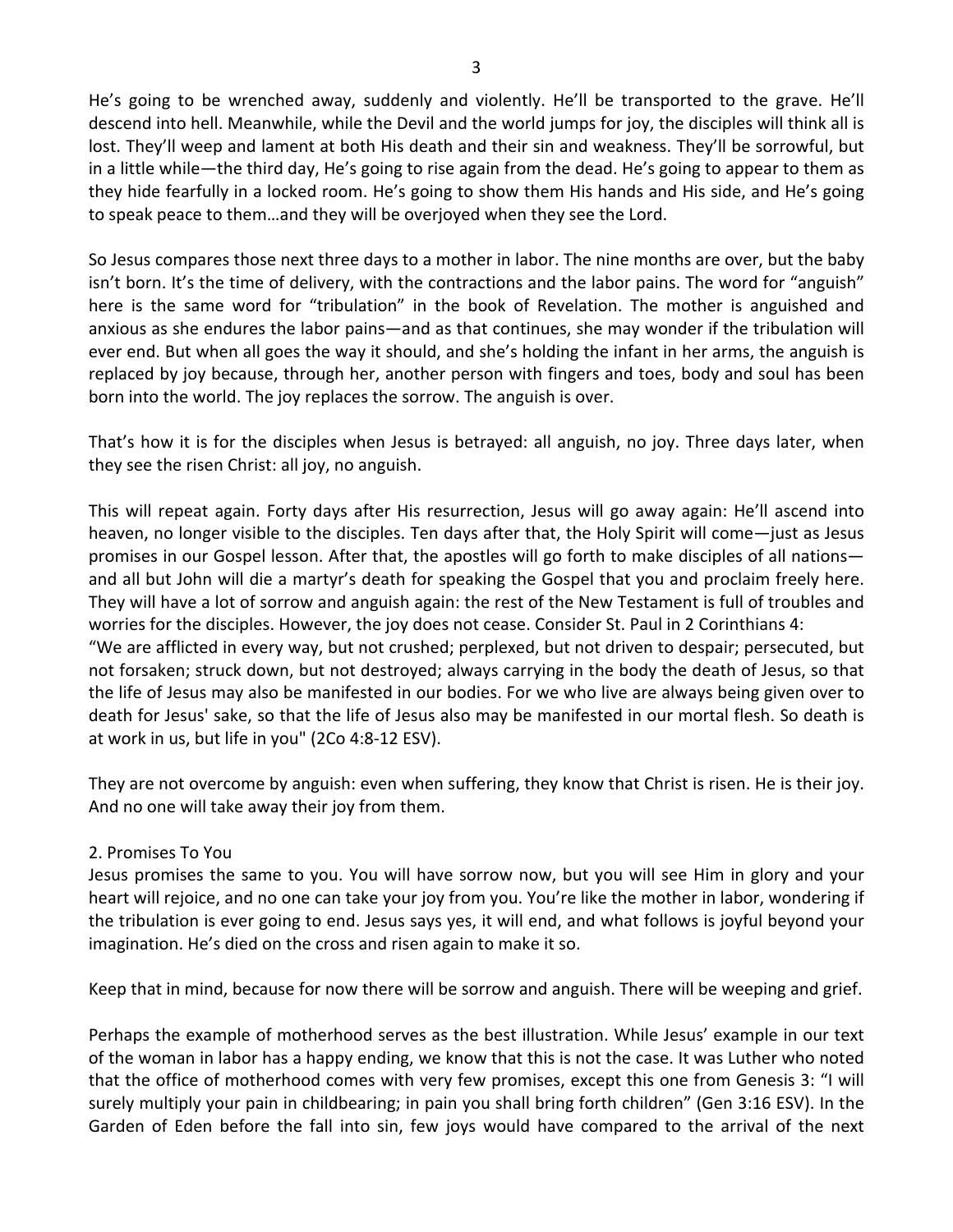He's going to be wrenched away, suddenly and violently. He'll be transported to the grave. He'll descend into hell. Meanwhile, while the Devil and the world jumps for joy, the disciples will think all is lost. They'll weep and lament at both His death and their sin and weakness. They'll be sorrowful, but in a little while—the third day, He's going to rise again from the dead. He's going to appear to them as they hide fearfully in a locked room. He's going to show them His hands and His side, and He's going to speak peace to them…and they will be overjoyed when they see the Lord.

So Jesus compares those next three days to a mother in labor. The nine months are over, but the baby isn't born. It's the time of delivery, with the contractions and the labor pains. The word for "anguish" here is the same word for "tribulation" in the book of Revelation. The mother is anguished and anxious as she endures the labor pains—and as that continues, she may wonder if the tribulation will ever end. But when all goes the way it should, and she's holding the infant in her arms, the anguish is replaced by joy because, through her, another person with fingers and toes, body and soul has been born into the world. The joy replaces the sorrow. The anguish is over.

That's how it is for the disciples when Jesus is betrayed: all anguish, no joy. Three days later, when they see the risen Christ: all joy, no anguish.

This will repeat again. Forty days after His resurrection, Jesus will go away again: He'll ascend into heaven, no longer visible to the disciples. Ten days after that, the Holy Spirit will come—just as Jesus promises in our Gospel lesson. After that, the apostles will go forth to make disciples of all nations—and all but John will die a martyr's death for speaking the Gospel that you and proclaim freely here. They will have a lot of sorrow and anguish again: the rest of the New Testament is full of troubles and worries for the disciples. However, the joy does not cease. Consider St. Paul in 2 Corinthians 4:
"We are afflicted in every way, but not crushed; perplexed, but not driven to despair; persecuted, but not forsaken; struck down, but not destroyed; always carrying in the body the death of Jesus, so that the life of Jesus may also be manifested in our bodies. For we who live are always being given over to death for Jesus' sake, so that the life of Jesus also may be manifested in our mortal flesh. So death is at work in us, but life in you" (2Co 4:8-12 ESV).

They are not overcome by anguish: even when suffering, they know that Christ is risen. He is their joy. And no one will take away their joy from them.

2. Promises To You
Jesus promises the same to you. You will have sorrow now, but you will see Him in glory and your heart will rejoice, and no one can take your joy from you. You're like the mother in labor, wondering if the tribulation is ever going to end. Jesus says yes, it will end, and what follows is joyful beyond your imagination. He's died on the cross and risen again to make it so.

Keep that in mind, because for now there will be sorrow and anguish. There will be weeping and grief.

Perhaps the example of motherhood serves as the best illustration. While Jesus' example in our text of the woman in labor has a happy ending, we know that this is not the case. It was Luther who noted that the office of motherhood comes with very few promises, except this one from Genesis 3: "I will surely multiply your pain in childbearing; in pain you shall bring forth children" (Gen 3:16 ESV). In the Garden of Eden before the fall into sin, few joys would have compared to the arrival of the next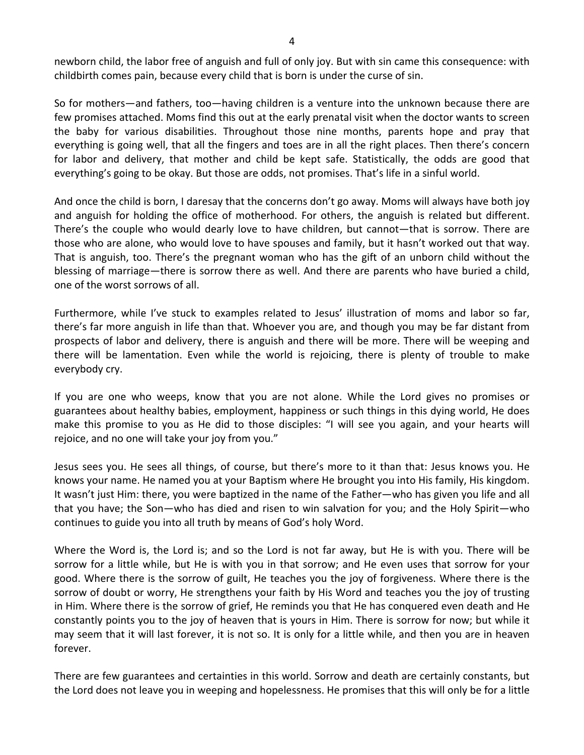newborn child, the labor free of anguish and full of only joy. But with sin came this consequence: with childbirth comes pain, because every child that is born is under the curse of sin.

So for mothers—and fathers, too—having children is a venture into the unknown because there are few promises attached. Moms find this out at the early prenatal visit when the doctor wants to screen the baby for various disabilities. Throughout those nine months, parents hope and pray that everything is going well, that all the fingers and toes are in all the right places. Then there's concern for labor and delivery, that mother and child be kept safe. Statistically, the odds are good that everything's going to be okay. But those are odds, not promises. That's life in a sinful world.

And once the child is born, I daresay that the concerns don't go away. Moms will always have both joy and anguish for holding the office of motherhood. For others, the anguish is related but different. There's the couple who would dearly love to have children, but cannot—that is sorrow. There are those who are alone, who would love to have spouses and family, but it hasn't worked out that way. That is anguish, too. There's the pregnant woman who has the gift of an unborn child without the blessing of marriage—there is sorrow there as well. And there are parents who have buried a child, one of the worst sorrows of all.

Furthermore, while I've stuck to examples related to Jesus' illustration of moms and labor so far, there's far more anguish in life than that. Whoever you are, and though you may be far distant from prospects of labor and delivery, there is anguish and there will be more. There will be weeping and there will be lamentation. Even while the world is rejoicing, there is plenty of trouble to make everybody cry.

If you are one who weeps, know that you are not alone. While the Lord gives no promises or guarantees about healthy babies, employment, happiness or such things in this dying world, He does make this promise to you as He did to those disciples: "I will see you again, and your hearts will rejoice, and no one will take your joy from you."

Jesus sees you. He sees all things, of course, but there's more to it than that: Jesus knows you. He knows your name. He named you at your Baptism where He brought you into His family, His kingdom. It wasn't just Him: there, you were baptized in the name of the Father—who has given you life and all that you have; the Son—who has died and risen to win salvation for you; and the Holy Spirit—who continues to guide you into all truth by means of God's holy Word.

Where the Word is, the Lord is; and so the Lord is not far away, but He is with you. There will be sorrow for a little while, but He is with you in that sorrow; and He even uses that sorrow for your good. Where there is the sorrow of guilt, He teaches you the joy of forgiveness. Where there is the sorrow of doubt or worry, He strengthens your faith by His Word and teaches you the joy of trusting in Him. Where there is the sorrow of grief, He reminds you that He has conquered even death and He constantly points you to the joy of heaven that is yours in Him. There is sorrow for now; but while it may seem that it will last forever, it is not so. It is only for a little while, and then you are in heaven forever.

There are few guarantees and certainties in this world. Sorrow and death are certainly constants, but the Lord does not leave you in weeping and hopelessness. He promises that this will only be for a little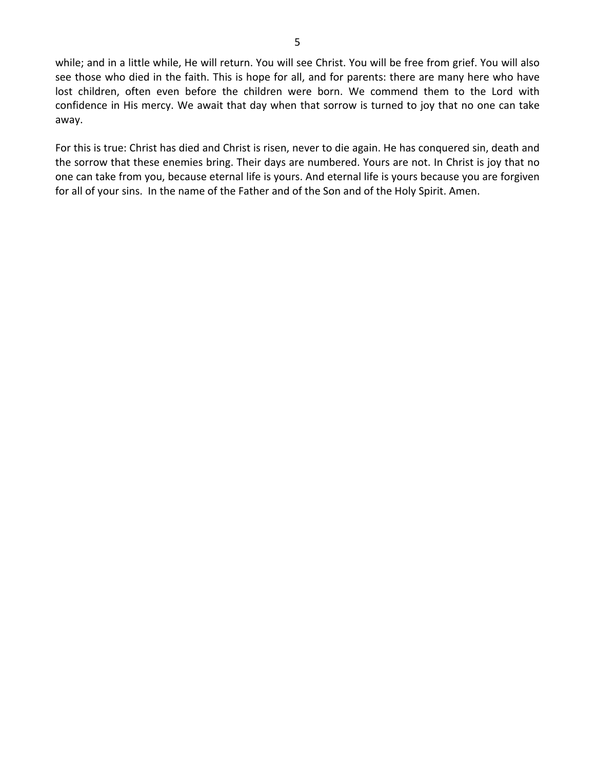while; and in a little while, He will return. You will see Christ. You will be free from grief. You will also see those who died in the faith. This is hope for all, and for parents: there are many here who have lost children, often even before the children were born. We commend them to the Lord with confidence in His mercy. We await that day when that sorrow is turned to joy that no one can take away.

For this is true: Christ has died and Christ is risen, never to die again. He has conquered sin, death and the sorrow that these enemies bring. Their days are numbered. Yours are not. In Christ is joy that no one can take from you, because eternal life is yours. And eternal life is yours because you are forgiven for all of your sins. In the name of the Father and of the Son and of the Holy Spirit. Amen.